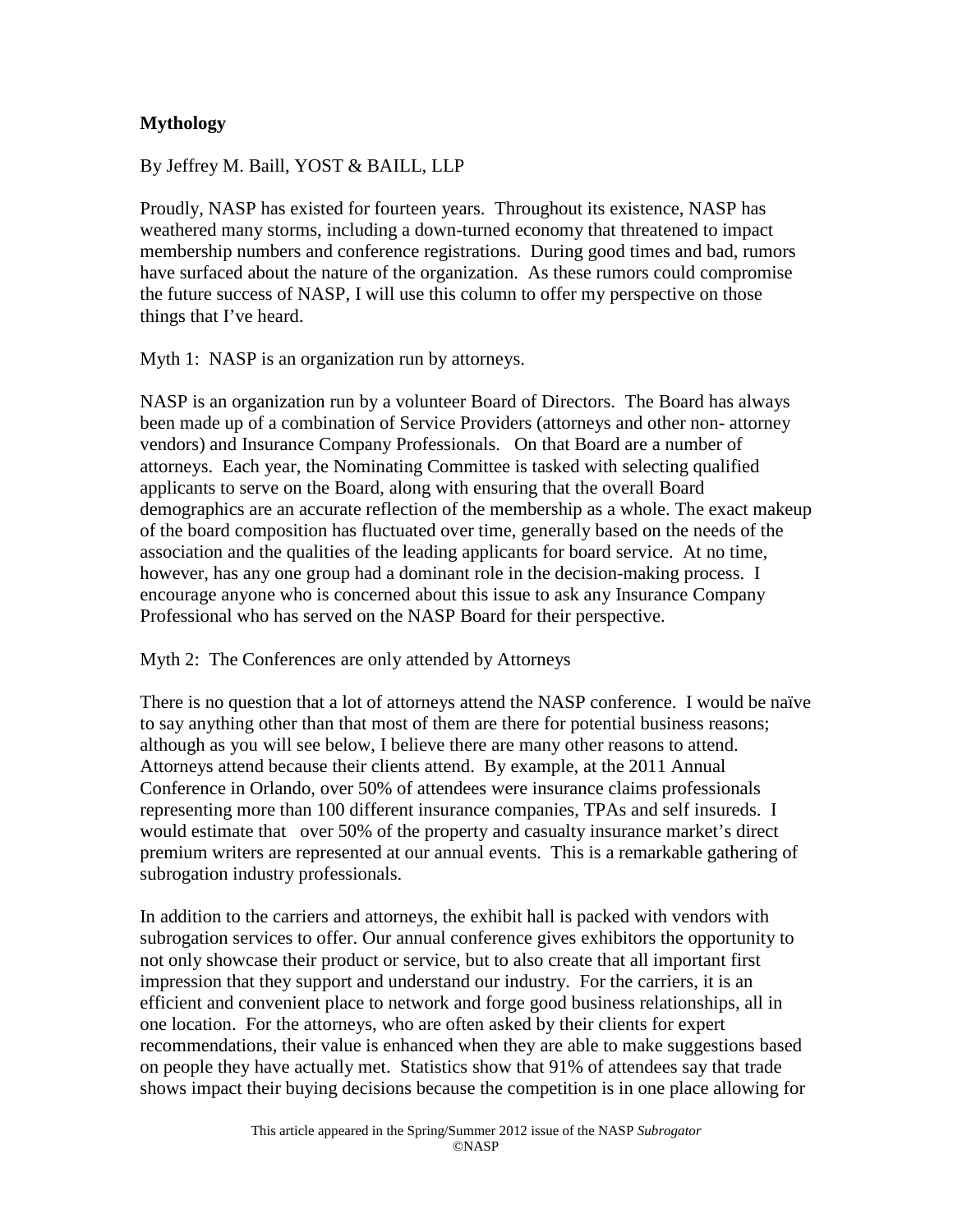# Mythology

By Jeffrey M. Baill, YOST & BAILL, LLP

Proudly, NASP has existed for fourteen years. Throughout its existence, NASP has weathered many storms, including a down-turned economy that threatened to impact membership numbers and conference registrations. During good times and bad, rumors have surfaced about the nature of the organization. As these rumors could compromise the future success of NASP, I will use this column to offer my perspective on those things that I've heard.

Myth 1: NASP is an organization run by attorneys.

NASP is an organization run by a volunteer Board of Directors. The Board has always been made up of a combination of Service Providers (attorneys and other non- attorney vendors) and Insurance Company Professionals. On that Board are a number of attorneys. Each year, the Nominating Committee is tasked with selecting qualified applicants to serve on the Board, along with ensuring that the overall Board demographics are an accurate reflection of the membership as a whole. The exact makeup of the board composition has fluctuated over time, generally based on the needs of the association and the qualities of the leading applicants for board service. At no time, however, has any one group had a dominant role in the decision-making process. I encourage anyone who is concerned about this issue to ask any Insurance Company Professional who has served on the NASP Board for their perspective.

Myth 2: The Conferences are only attended by Attorneys

There is no question that a lot of attorneys attend the NASP conference. I would be naïve to say anything other than that most of them are there for potential business reasons; although as you will see below, I believe there are many other reasons to attend. Attorneys attend because their clients attend. By example, at the 2011 Annual Conference in Orlando, over 50% of attendees were insurance claims professionals representing more than 100 different insurance companies, TPAs and self insureds. I would estimate that over 50% of the property and casualty insurance market's direct premium writers are represented at our annual events. This is a remarkable gathering of subrogation industry professionals.

In addition to the carriers and attorneys, the exhibit hall is packed with vendors with subrogation services to offer. Our annual conference gives exhibitors the opportunity to not only showcase their product or service, but to also create that all important first impression that they support and understand our industry. For the carriers, it is an efficient and convenient place to network and forge good business relationships, all in one location. For the attorneys, who are often asked by their clients for expert recommendations, their value is enhanced when they are able to make suggestions based on people they have actually met. Statistics show that 91% of attendees say that trade shows impact their buying decisions because the competition is in one place allowing for

This article appeared in the Spring/Summer 2012 issue of the NASP *Subrogator*
©NASP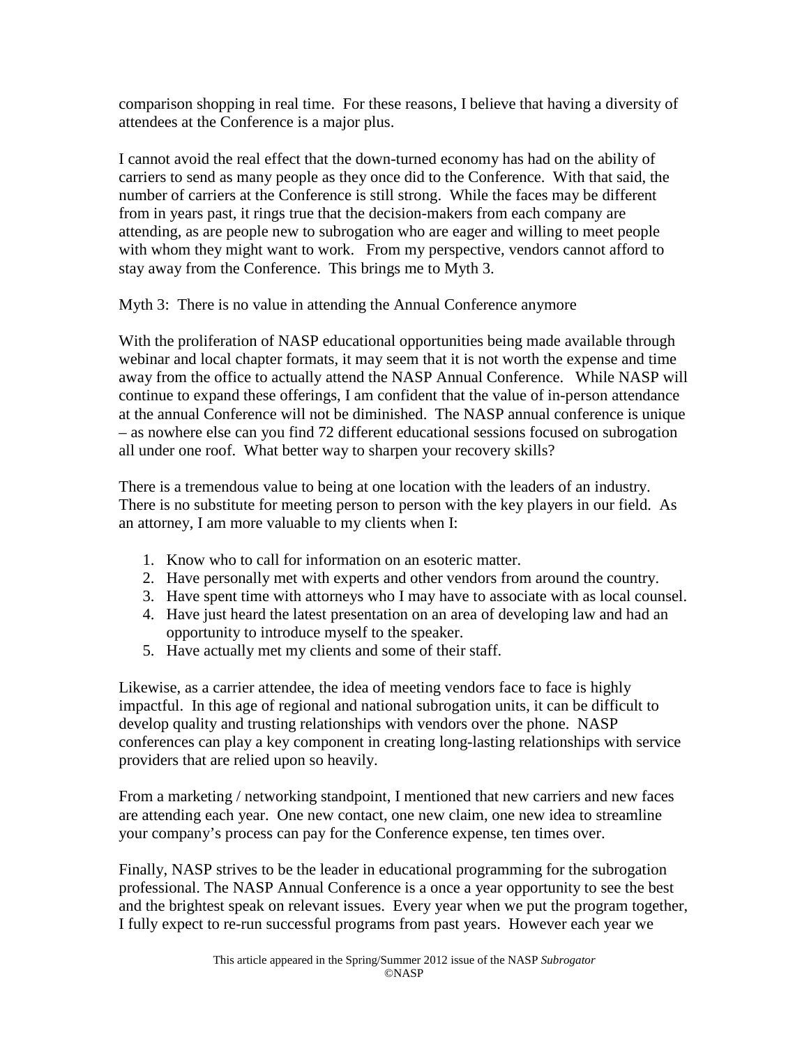comparison shopping in real time. For these reasons, I believe that having a diversity of attendees at the Conference is a major plus.

I cannot avoid the real effect that the down-turned economy has had on the ability of carriers to send as many people as they once did to the Conference. With that said, the number of carriers at the Conference is still strong. While the faces may be different from in years past, it rings true that the decision-makers from each company are attending, as are people new to subrogation who are eager and willing to meet people with whom they might want to work. From my perspective, vendors cannot afford to stay away from the Conference. This brings me to Myth 3.

Myth 3: There is no value in attending the Annual Conference anymore

With the proliferation of NASP educational opportunities being made available through webinar and local chapter formats, it may seem that it is not worth the expense and time away from the office to actually attend the NASP Annual Conference. While NASP will continue to expand these offerings, I am confident that the value of in-person attendance at the annual Conference will not be diminished. The NASP annual conference is unique – as nowhere else can you find 72 different educational sessions focused on subrogation all under one roof. What better way to sharpen your recovery skills?

There is a tremendous value to being at one location with the leaders of an industry. There is no substitute for meeting person to person with the key players in our field. As an attorney, I am more valuable to my clients when I:

1. Know who to call for information on an esoteric matter.
2. Have personally met with experts and other vendors from around the country.
3. Have spent time with attorneys who I may have to associate with as local counsel.
4. Have just heard the latest presentation on an area of developing law and had an opportunity to introduce myself to the speaker.
5. Have actually met my clients and some of their staff.

Likewise, as a carrier attendee, the idea of meeting vendors face to face is highly impactful. In this age of regional and national subrogation units, it can be difficult to develop quality and trusting relationships with vendors over the phone. NASP conferences can play a key component in creating long-lasting relationships with service providers that are relied upon so heavily.

From a marketing / networking standpoint, I mentioned that new carriers and new faces are attending each year. One new contact, one new claim, one new idea to streamline your company's process can pay for the Conference expense, ten times over.

Finally, NASP strives to be the leader in educational programming for the subrogation professional. The NASP Annual Conference is a once a year opportunity to see the best and the brightest speak on relevant issues. Every year when we put the program together, I fully expect to re-run successful programs from past years. However each year we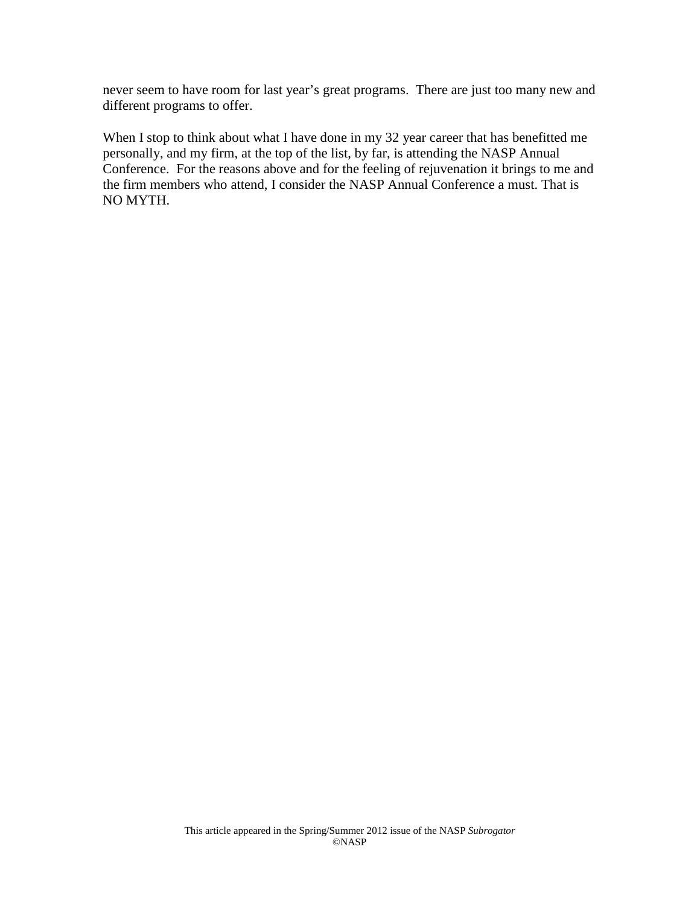never seem to have room for last year's great programs. There are just too many new and different programs to offer.

When I stop to think about what I have done in my 32 year career that has benefitted me personally, and my firm, at the top of the list, by far, is attending the NASP Annual Conference. For the reasons above and for the feeling of rejuvenation it brings to me and the firm members who attend, I consider the NASP Annual Conference a must. That is NO MYTH.